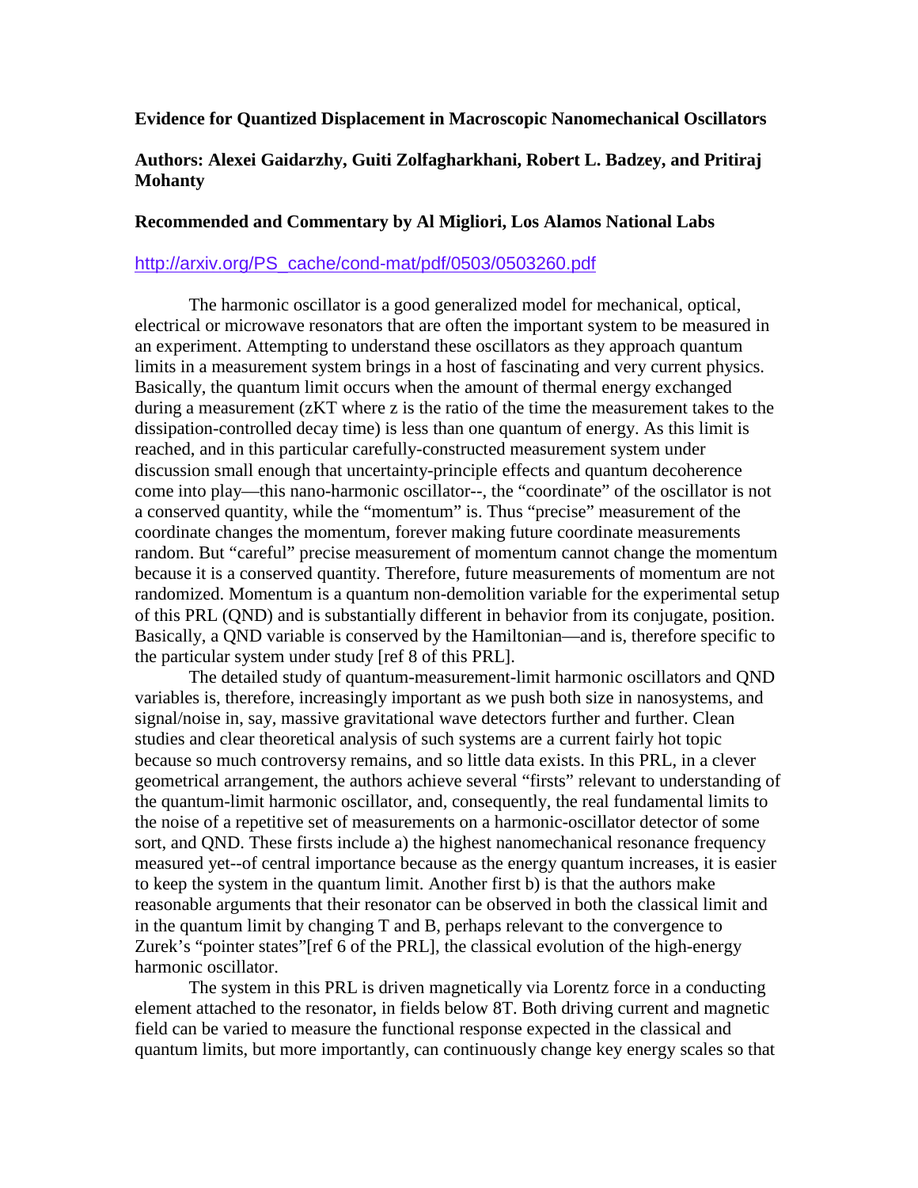**Evidence for Quantized Displacement in Macroscopic Nanomechanical Oscillators**

**Authors: Alexei Gaidarzhy, Guiti Zolfagharkhani, Robert L. Badzey, and Pritiraj Mohanty**

**Recommended and Commentary by Al Migliori, Los Alamos National Labs**

http://arxiv.org/PS_cache/cond-mat/pdf/0503/0503260.pdf

The harmonic oscillator is a good generalized model for mechanical, optical, electrical or microwave resonators that are often the important system to be measured in an experiment. Attempting to understand these oscillators as they approach quantum limits in a measurement system brings in a host of fascinating and very current physics. Basically, the quantum limit occurs when the amount of thermal energy exchanged during a measurement (zKT where z is the ratio of the time the measurement takes to the dissipation-controlled decay time) is less than one quantum of energy. As this limit is reached, and in this particular carefully-constructed measurement system under discussion small enough that uncertainty-principle effects and quantum decoherence come into play—this nano-harmonic oscillator--, the "coordinate" of the oscillator is not a conserved quantity, while the "momentum" is. Thus "precise" measurement of the coordinate changes the momentum, forever making future coordinate measurements random. But "careful" precise measurement of momentum cannot change the momentum because it is a conserved quantity. Therefore, future measurements of momentum are not randomized. Momentum is a quantum non-demolition variable for the experimental setup of this PRL (QND) and is substantially different in behavior from its conjugate, position. Basically, a QND variable is conserved by the Hamiltonian—and is, therefore specific to the particular system under study [ref 8 of this PRL].

The detailed study of quantum-measurement-limit harmonic oscillators and QND variables is, therefore, increasingly important as we push both size in nanosystems, and signal/noise in, say, massive gravitational wave detectors further and further. Clean studies and clear theoretical analysis of such systems are a current fairly hot topic because so much controversy remains, and so little data exists. In this PRL, in a clever geometrical arrangement, the authors achieve several "firsts" relevant to understanding of the quantum-limit harmonic oscillator, and, consequently, the real fundamental limits to the noise of a repetitive set of measurements on a harmonic-oscillator detector of some sort, and QND. These firsts include a) the highest nanomechanical resonance frequency measured yet--of central importance because as the energy quantum increases, it is easier to keep the system in the quantum limit. Another first b) is that the authors make reasonable arguments that their resonator can be observed in both the classical limit and in the quantum limit by changing T and B, perhaps relevant to the convergence to Zurek's "pointer states"[ref 6 of the PRL], the classical evolution of the high-energy harmonic oscillator.

The system in this PRL is driven magnetically via Lorentz force in a conducting element attached to the resonator, in fields below 8T. Both driving current and magnetic field can be varied to measure the functional response expected in the classical and quantum limits, but more importantly, can continuously change key energy scales so that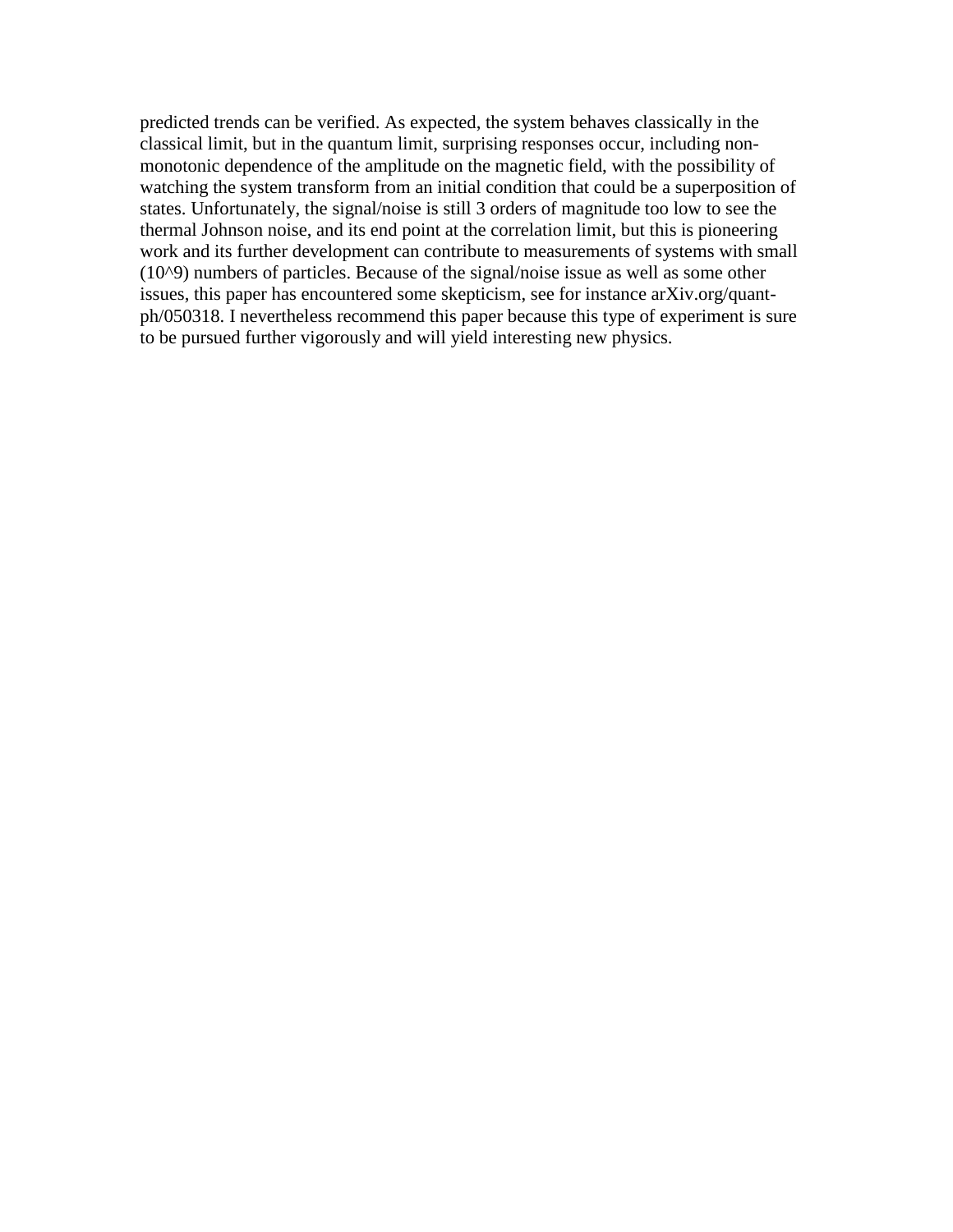predicted trends can be verified. As expected, the system behaves classically in the classical limit, but in the quantum limit, surprising responses occur, including non-monotonic dependence of the amplitude on the magnetic field, with the possibility of watching the system transform from an initial condition that could be a superposition of states. Unfortunately, the signal/noise is still 3 orders of magnitude too low to see the thermal Johnson noise, and its end point at the correlation limit, but this is pioneering work and its further development can contribute to measurements of systems with small (10^9) numbers of particles. Because of the signal/noise issue as well as some other issues, this paper has encountered some skepticism, see for instance arXiv.org/quant-ph/050318. I nevertheless recommend this paper because this type of experiment is sure to be pursued further vigorously and will yield interesting new physics.